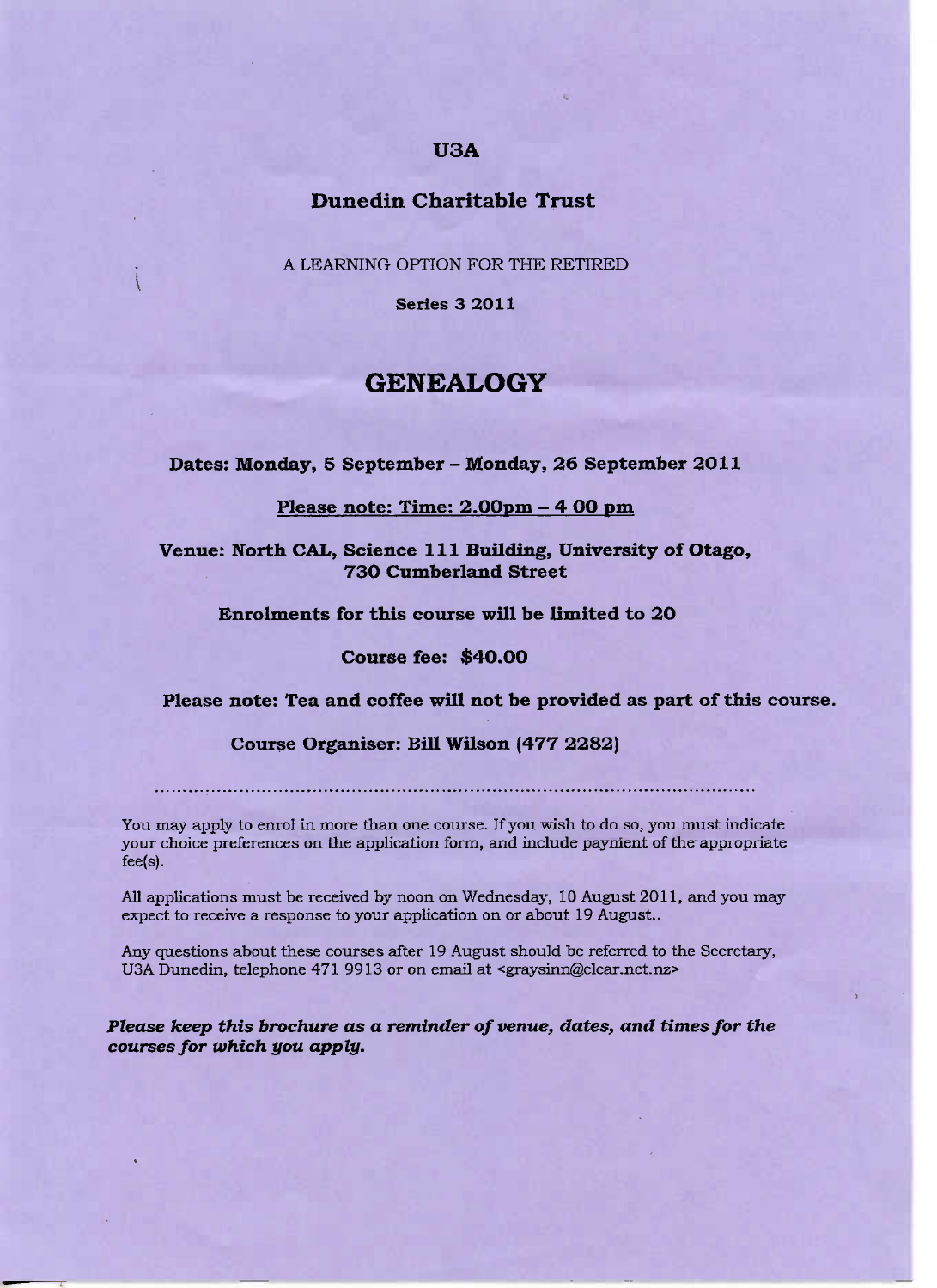**U3A**

**Dunedin Charitable Trust**

A LEARNING OPTION FOR THE RETIRED

**Series 3 2011**

# GENEALOGY

**Dates: Monday, 5 September – Monday, 26 September 2011**

**Please note: Time: 2.00pm – 4 00 pm**

**Venue: North CAL, Science 111 Building, University of Otago, 730 Cumberland Street**

**Enrolments for this course will be limited to 20**

**Course fee: $40.00**

**Please note: Tea and coffee will not be provided as part of this course.**

**Course Organiser: Bill Wilson (477 2282)**

.......................................................................................................

You may apply to enrol in more than one course. If you wish to do so, you must indicate your choice preferences on the application form, and include payment of the appropriate fee(s).

All applications must be received by noon on Wednesday, 10 August 2011, and you may expect to receive a response to your application on or about 19 August..

Any questions about these courses after 19 August should be referred to the Secretary, U3A Dunedin, telephone 471 9913 or on email at <graysinn@clear.net.nz>

***Please keep this brochure as a reminder of venue, dates, and times for the courses for which you apply.***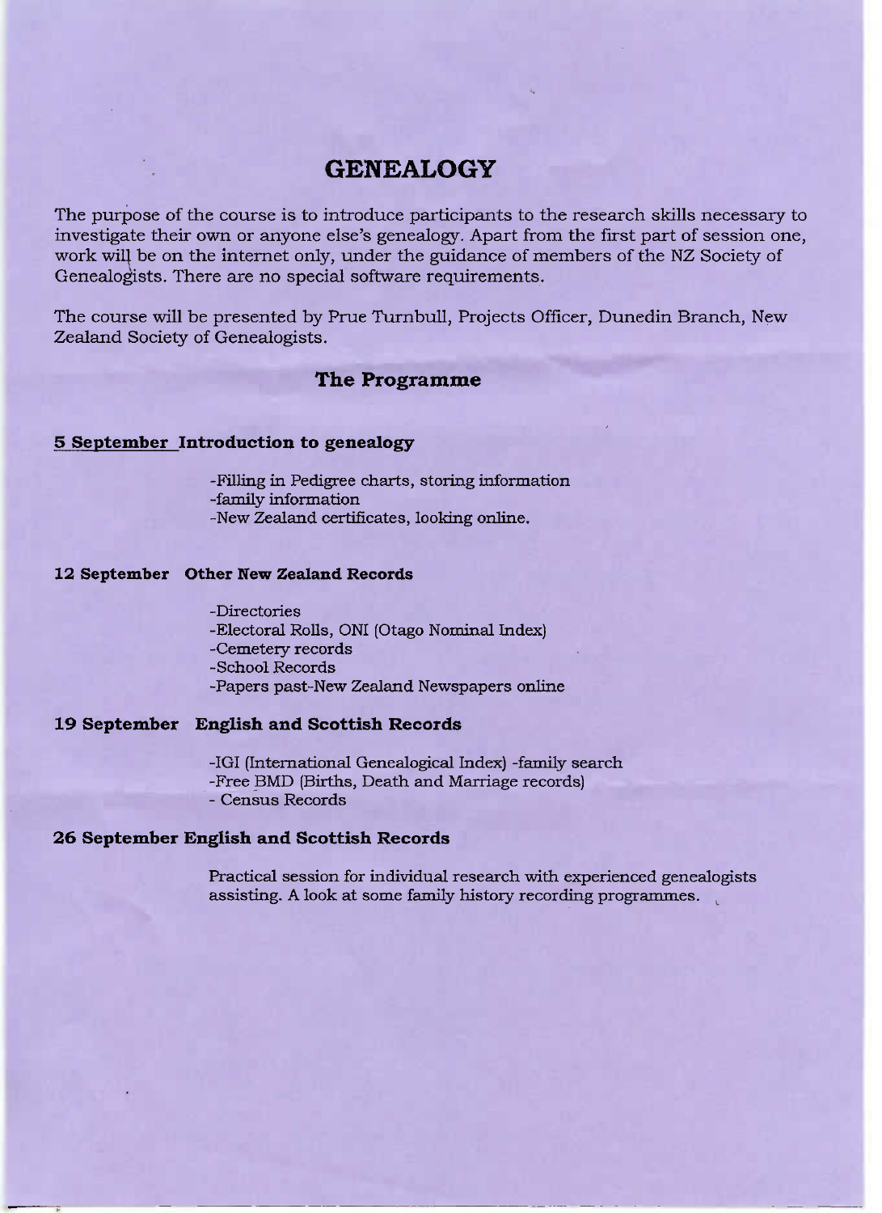# GENEALOGY

The purpose of the course is to introduce participants to the research skills necessary to investigate their own or anyone else's genealogy. Apart from the first part of session one, work will be on the internet only, under the guidance of members of the NZ Society of Genealogists. There are no special software requirements.

The course will be presented by Prue Turnbull, Projects Officer, Dunedin Branch, New Zealand Society of Genealogists.

## The Programme

**5 September Introduction to genealogy**

- Filling in Pedigree charts, storing information
- family information
- New Zealand certificates, looking online.

**12 September Other New Zealand Records**

- Directories
- Electoral Rolls, ONI (Otago Nominal Index)
- Cemetery records
- School Records
- Papers past-New Zealand Newspapers online

**19 September English and Scottish Records**

- IGI (International Genealogical Index) -family search
- Free BMD (Births, Death and Marriage records)
- Census Records

**26 September English and Scottish Records**

Practical session for individual research with experienced genealogists assisting. A look at some family history recording programmes.